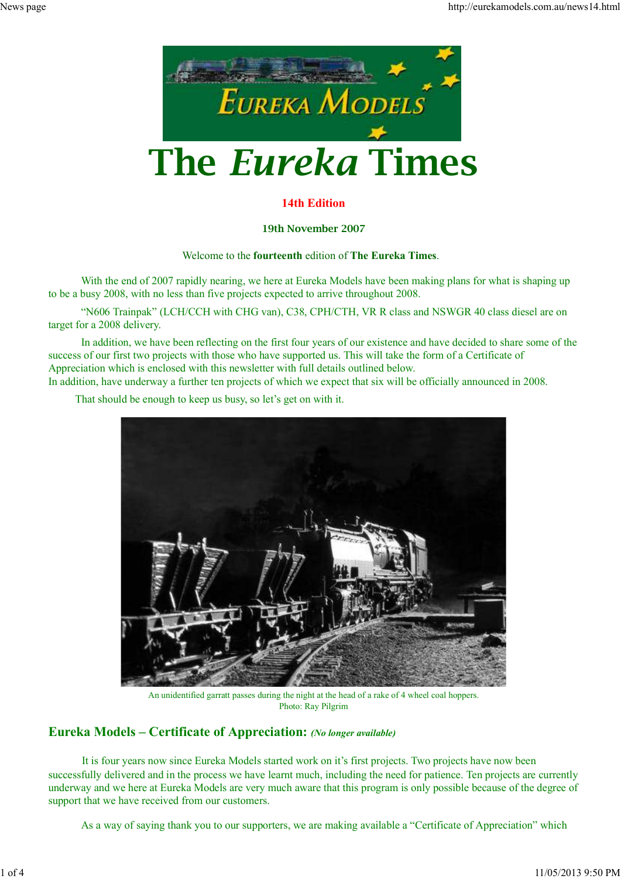# The *Eureka* Times

**14th Edition**

**19th November 2007**

Welcome to the **fourteenth** edition of **The Eureka Times**.

With the end of 2007 rapidly nearing, we here at Eureka Models have been making plans for what is shaping up to be a busy 2008, with no less than five projects expected to arrive throughout 2008.

"N606 Trainpak" (LCH/CCH with CHG van), C38, CPH/CTH, VR R class and NSWGR 40 class diesel are on target for a 2008 delivery.

In addition, we have been reflecting on the first four years of our existence and have decided to share some of the success of our first two projects with those who have supported us. This will take the form of a Certificate of Appreciation which is enclosed with this newsletter with full details outlined below.
In addition, have underway a further ten projects of which we expect that six will be officially announced in 2008.

That should be enough to keep us busy, so let's get on with it.

An unidentified garratt passes during the night at the head of a rake of 4 wheel coal hoppers.
Photo: Ray Pilgrim

## Eureka Models – Certificate of Appreciation: *(No longer available)*

It is four years now since Eureka Models started work on it's first projects. Two projects have now been successfully delivered and in the process we have learnt much, including the need for patience. Ten projects are currently underway and we here at Eureka Models are very much aware that this program is only possible because of the degree of support that we have received from our customers.

As a way of saying thank you to our supporters, we are making available a "Certificate of Appreciation" which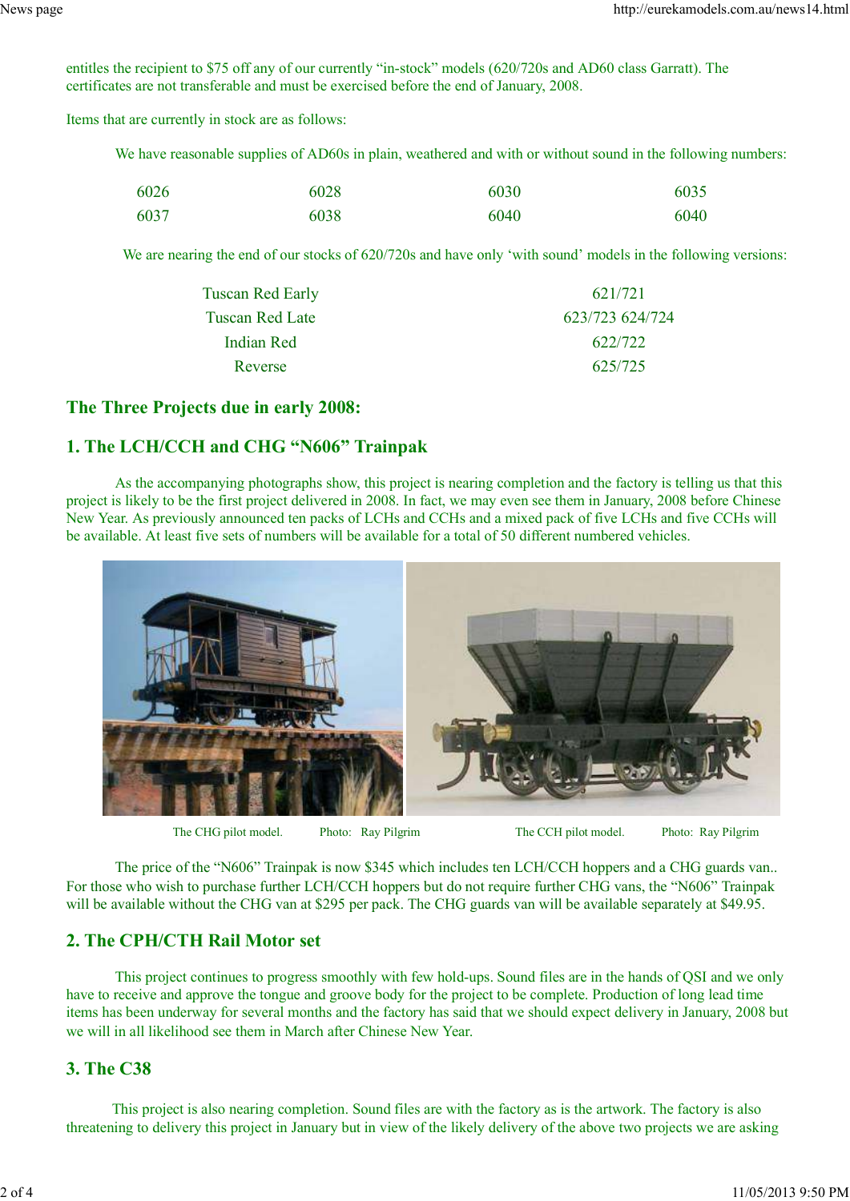entitles the recipient to $75 off any of our currently "in-stock" models (620/720s and AD60 class Garratt). The certificates are not transferable and must be exercised before the end of January, 2008.

Items that are currently in stock are as follows:

We have reasonable supplies of AD60s in plain, weathered and with or without sound in the following numbers:

| | | | |
|---|---|---|---|
| 6026 | 6028 | 6030 | 6035 |
| 6037 | 6038 | 6040 | 6040 |

We are nearing the end of our stocks of 620/720s and have only 'with sound' models in the following versions:

| | |
|---|---|
| Tuscan Red Early | 621/721 |
| Tuscan Red Late | 623/723 624/724 |
| Indian Red | 622/722 |
| Reverse | 625/725 |

## The Three Projects due in early 2008:

## 1. The LCH/CCH and CHG "N606" Trainpak

As the accompanying photographs show, this project is nearing completion and the factory is telling us that this project is likely to be the first project delivered in 2008. In fact, we may even see them in January, 2008 before Chinese New Year. As previously announced ten packs of LCHs and CCHs and a mixed pack of five LCHs and five CCHs will be available. At least five sets of numbers will be available for a total of 50 different numbered vehicles.

The CHG pilot model. Photo: Ray Pilgrim

The CCH pilot model. Photo: Ray Pilgrim

The price of the "N606" Trainpak is now $345 which includes ten LCH/CCH hoppers and a CHG guards van.. For those who wish to purchase further LCH/CCH hoppers but do not require further CHG vans, the "N606" Trainpak will be available without the CHG van at $295 per pack. The CHG guards van will be available separately at $49.95.

## 2. The CPH/CTH Rail Motor set

This project continues to progress smoothly with few hold-ups. Sound files are in the hands of QSI and we only have to receive and approve the tongue and groove body for the project to be complete. Production of long lead time items has been underway for several months and the factory has said that we should expect delivery in January, 2008 but we will in all likelihood see them in March after Chinese New Year.

## 3. The C38

This project is also nearing completion. Sound files are with the factory as is the artwork. The factory is also threatening to delivery this project in January but in view of the likely delivery of the above two projects we are asking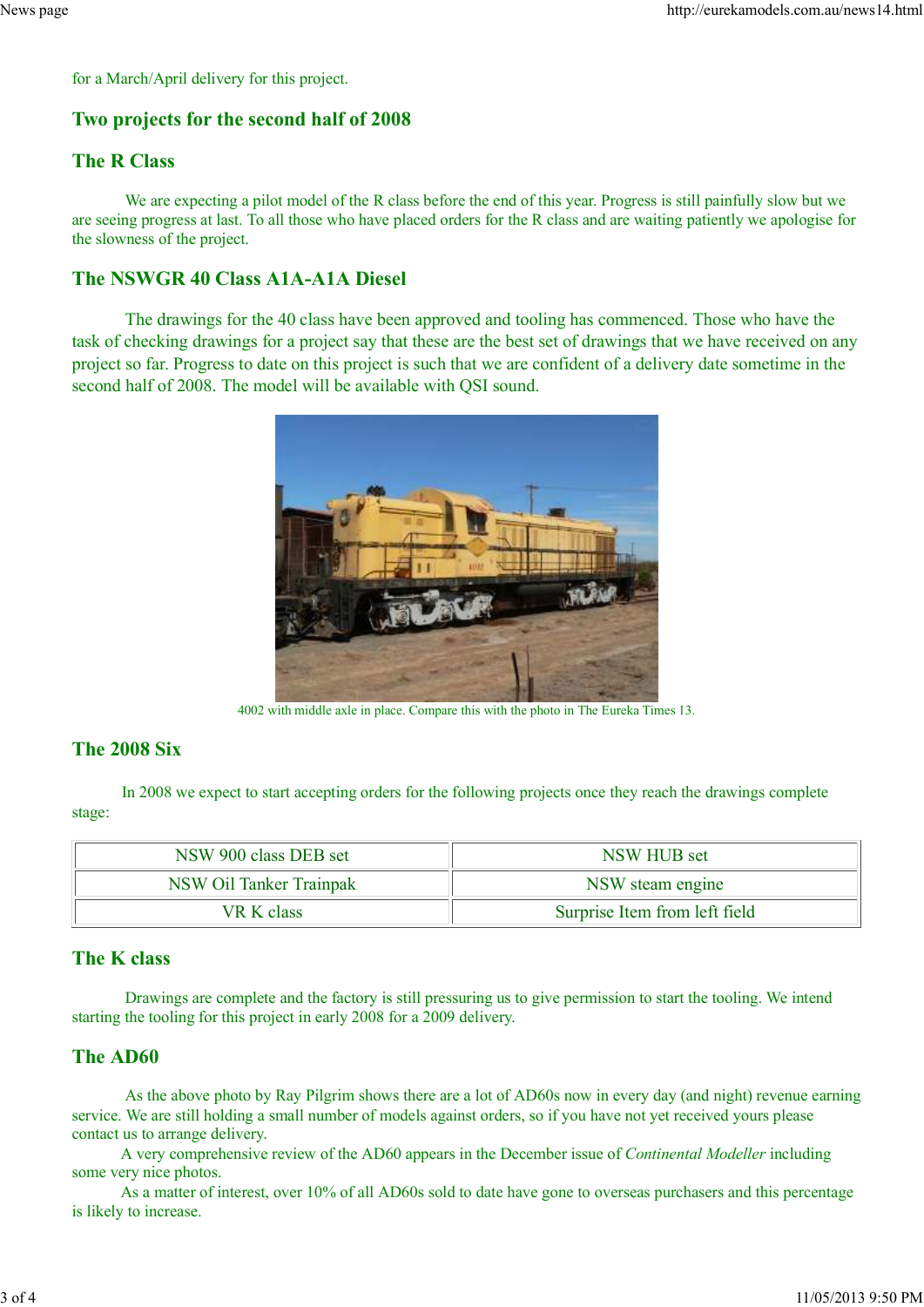for a March/April delivery for this project.

## Two projects for the second half of 2008

## The R Class

We are expecting a pilot model of the R class before the end of this year. Progress is still painfully slow but we are seeing progress at last. To all those who have placed orders for the R class and are waiting patiently we apologise for the slowness of the project.

## The NSWGR 40 Class A1A-A1A Diesel

The drawings for the 40 class have been approved and tooling has commenced. Those who have the task of checking drawings for a project say that these are the best set of drawings that we have received on any project so far. Progress to date on this project is such that we are confident of a delivery date sometime in the second half of 2008. The model will be available with QSI sound.

4002 with middle axle in place. Compare this with the photo in The Eureka Times 13.

## The 2008 Six

In 2008 we expect to start accepting orders for the following projects once they reach the drawings complete stage:

| | |
|---|---|
| NSW 900 class DEB set | NSW HUB set |
| NSW Oil Tanker Trainpak | NSW steam engine |
| VR K class | Surprise Item from left field |

## The K class

Drawings are complete and the factory is still pressuring us to give permission to start the tooling. We intend starting the tooling for this project in early 2008 for a 2009 delivery.

## The AD60

As the above photo by Ray Pilgrim shows there are a lot of AD60s now in every day (and night) revenue earning service. We are still holding a small number of models against orders, so if you have not yet received yours please contact us to arrange delivery.

A very comprehensive review of the AD60 appears in the December issue of *Continental Modeller* including some very nice photos.

As a matter of interest, over 10% of all AD60s sold to date have gone to overseas purchasers and this percentage is likely to increase.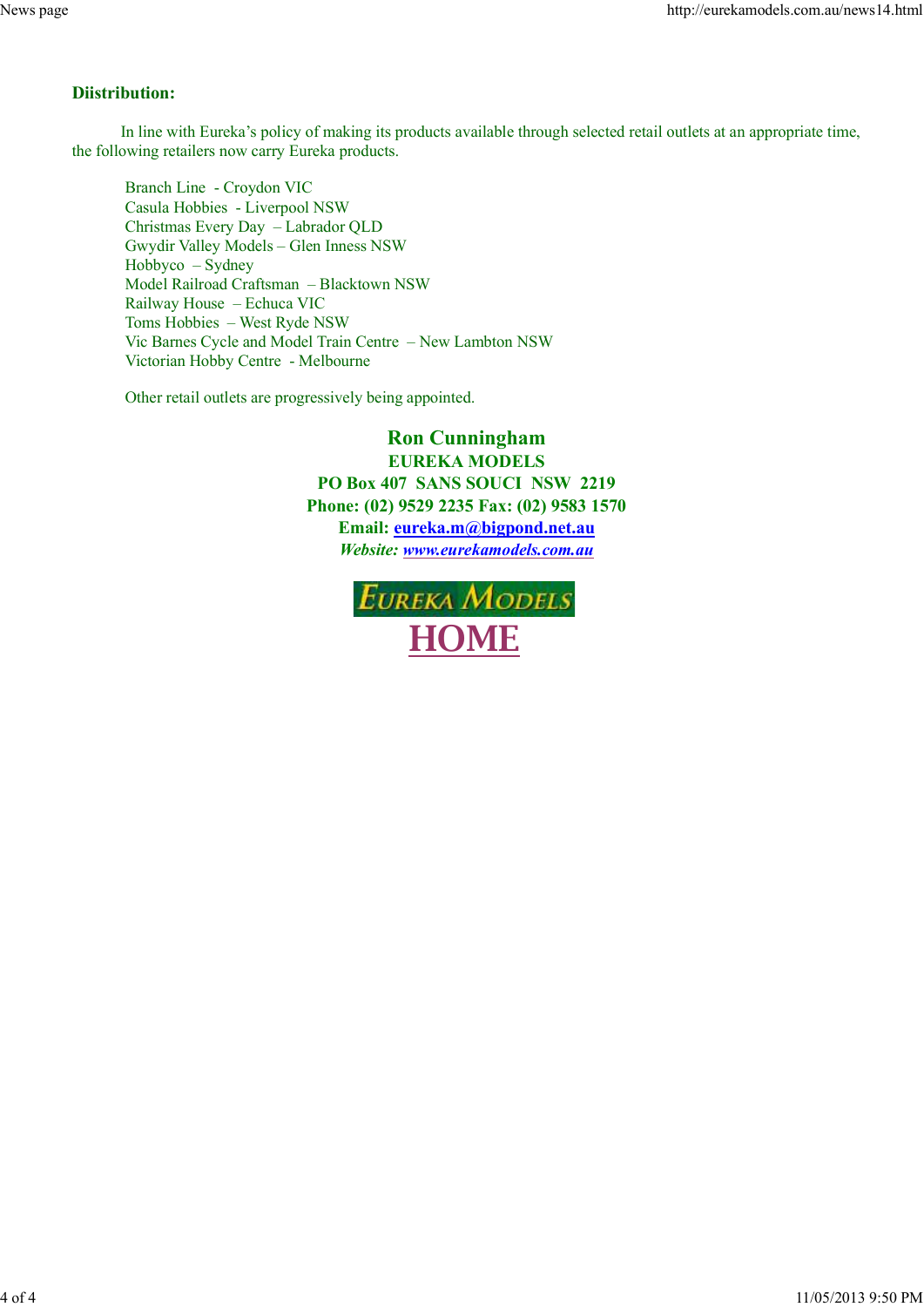## Diistribution:

In line with Eureka's policy of making its products available through selected retail outlets at an appropriate time, the following retailers now carry Eureka products.

Branch Line - Croydon VIC
Casula Hobbies - Liverpool NSW
Christmas Every Day – Labrador QLD
Gwydir Valley Models – Glen Inness NSW
Hobbyco – Sydney
Model Railroad Craftsman – Blacktown NSW
Railway House – Echuca VIC
Toms Hobbies – West Ryde NSW
Vic Barnes Cycle and Model Train Centre – New Lambton NSW
Victorian Hobby Centre - Melbourne

Other retail outlets are progressively being appointed.

**Ron Cunningham**
**EUREKA MODELS**
**PO Box 407 SANS SOUCI NSW 2219**
**Phone: (02) 9529 2235 Fax: (02) 9583 1570**
**Email: eureka.m@bigpond.net.au**
***Website: www.eurekamodels.com.au***

EUREKA MODELS

**HOME**